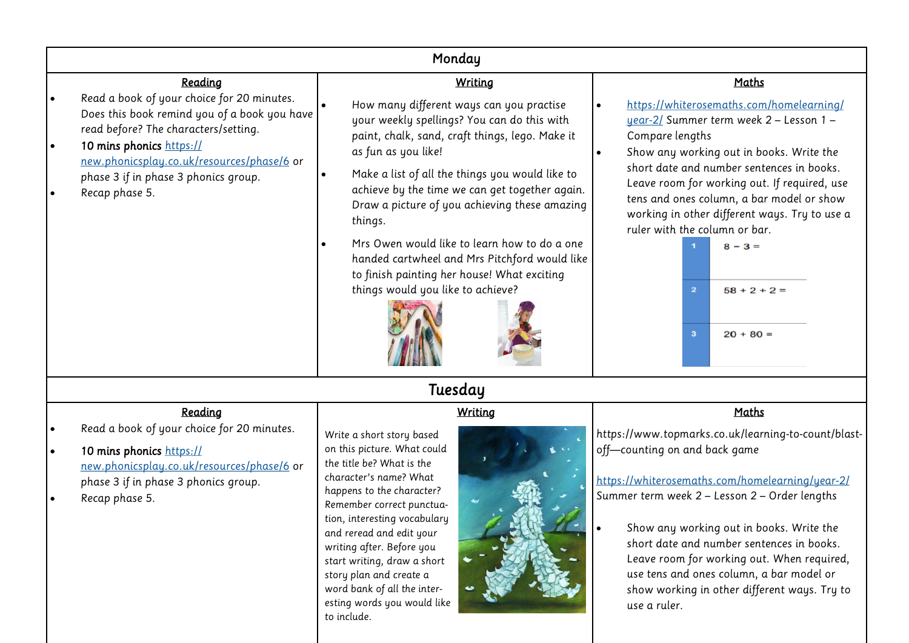## Monday

| Reading | Writing | Maths |
| --- | --- | --- |
| • Read a book of your choice for 20 minutes. Does this book remind you of a book you have read before? The characters/setting.<br>• 10 mins phonics https://new.phonicsplay.co.uk/resources/phase/6 or phase 3 if in phase 3 phonics group.<br>• Recap phase 5. | • How many different ways can you practise your weekly spellings? You can do this with paint, chalk, sand, craft things, lego. Make it as fun as you like!<br>• Make a list of all the things you would like to achieve by the time we can get together again. Draw a picture of you achieving these amazing things.<br>• Mrs Owen would like to learn how to do a one handed cartwheel and Mrs Pitchford would like to finish painting her house! What exciting things would you like to achieve? | • https://whiterosemaths.com/homelearning/year-2/ Summer term week 2 – Lesson 1 – Compare lengths<br>• Show any working out in books. Write the short date and number sentences in books. Leave room for working out. If required, use tens and ones column, a bar model or show working in other different ways. Try to use a ruler with the column or bar.<br>1 $8 - 3 =$<br>2 $58 + 2 + 2 =$<br>3 $20 + 80 =$ |

## Tuesday

| Reading | Writing | Maths |
| --- | --- | --- |
| • Read a book of your choice for 20 minutes.<br>• 10 mins phonics https://new.phonicsplay.co.uk/resources/phase/6 or phase 3 if in phase 3 phonics group.<br>• Recap phase 5. | Write a short story based on this picture. What could the title be? What is the character's name? What happens to the character? Remember correct punctuation, interesting vocabulary and reread and edit your writing after. Before you start writing, draw a short story plan and create a word bank of all the interesting words you would like to include. | https://www.topmarks.co.uk/learning-to-count/blast-off—counting on and back game<br><br>https://whiterosemaths.com/homelearning/year-2/ Summer term week 2 – Lesson 2 – Order lengths<br><br>• Show any working out in books. Write the short date and number sentences in books. Leave room for working out. When required, use tens and ones column, a bar model or show working in other different ways. Try to use a ruler. |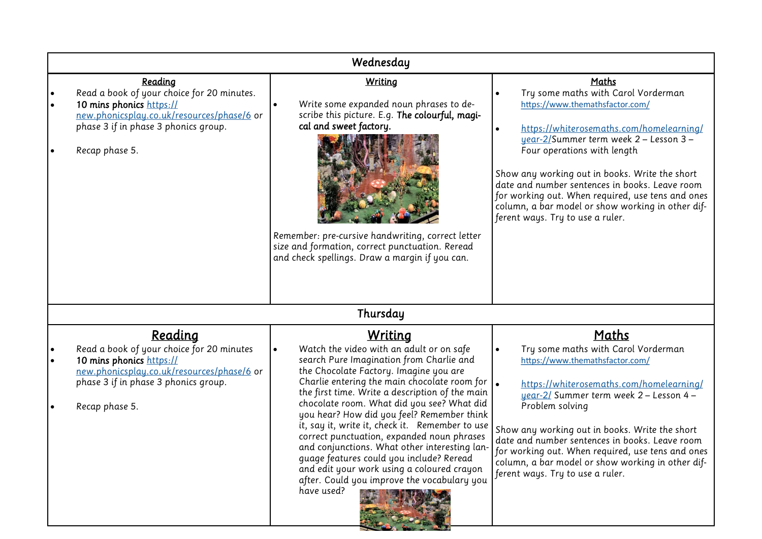| Wednesday | | |
|---|---|---|
| **Reading**<br>• Read a book of your choice for 20 minutes.<br>• **10 mins phonics** https://new.phonicsplay.co.uk/resources/phase/6 or phase 3 if in phase 3 phonics group.<br>• Recap phase 5. | **Writing**<br>• Write some expanded noun phrases to describe this picture. E.g. **The colourful, magical and sweet factory.**<br><br>Remember: pre-cursive handwriting, correct letter size and formation, correct punctuation. Reread and check spellings. Draw a margin if you can. | **Maths**<br>• Try some maths with Carol Vorderman https://www.themathsfactor.com/<br>• https://whiterosemaths.com/homelearning/year-2/Summer term week 2 – Lesson 3 – Four operations with length<br><br>Show any working out in books. Write the short date and number sentences in books. Leave room for working out. When required, use tens and ones column, a bar model or show working in other different ways. Try to use a ruler. |
| **Thursday** | | |
| **Reading**<br>• Read a book of your choice for 20 minutes<br>• **10 mins phonics** https://new.phonicsplay.co.uk/resources/phase/6 or phase 3 if in phase 3 phonics group.<br>• Recap phase 5. | **Writing**<br>• Watch the video with an adult or on safe search Pure Imagination from Charlie and the Chocolate Factory. Imagine you are Charlie entering the main chocolate room for the first time. Write a description of the main chocolate room. What did you see? What did you hear? How did you feel? Remember think it, say it, write it, check it. Remember to use correct punctuation, expanded noun phrases and conjunctions. What other interesting language features could you include? Reread and edit your work using a coloured crayon after. Could you improve the vocabulary you have used? | **Maths**<br>• Try some maths with Carol Vorderman https://www.themathsfactor.com/<br>• https://whiterosemaths.com/homelearning/year-2/ Summer term week 2 – Lesson 4 – Problem solving<br><br>Show any working out in books. Write the short date and number sentences in books. Leave room for working out. When required, use tens and ones column, a bar model or show working in other different ways. Try to use a ruler. |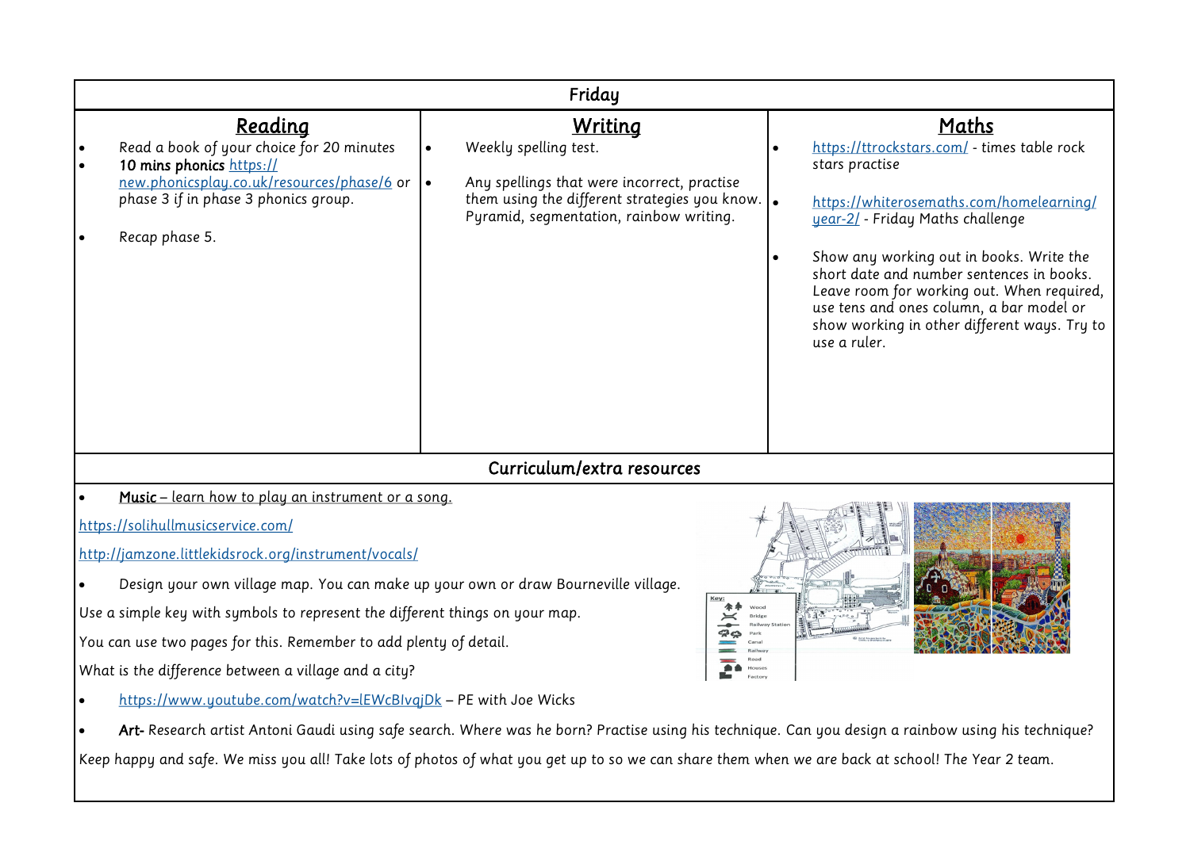| Friday | | |
|---|---|---|
| **Reading** | **Writing** | **Maths** |
| • Read a book of your choice for 20 minutes<br>• **10 mins phonics** https://new.phonicsplay.co.uk/resources/phase/6 or phase 3 if in phase 3 phonics group.<br>• Recap phase 5. | • Weekly spelling test.<br>• Any spellings that were incorrect, practise them using the different strategies you know. Pyramid, segmentation, rainbow writing. | • https://ttrockstars.com/ - times table rock stars practise<br>• https://whiterosemaths.com/homelearning/year-2/ - Friday Maths challenge<br>• Show any working out in books. Write the short date and number sentences in books. Leave room for working out. When required, use tens and ones column, a bar model or show working in other different ways. Try to use a ruler. |

## Curriculum/extra resources

- Music – learn how to play an instrument or a song.

https://solihullmusicservice.com/

http://jamzone.littlekidsrock.org/instrument/vocals/

- Design your own village map. You can make up your own or draw Bourneville village.

Use a simple key with symbols to represent the different things on your map.

You can use two pages for this. Remember to add plenty of detail.

What is the difference between a village and a city?

- https://www.youtube.com/watch?v=lEWcBIvqjDk – PE with Joe Wicks
- **Art-** Research artist Antoni Gaudi using safe search. Where was he born? Practise using his technique. Can you design a rainbow using his technique?

Keep happy and safe. We miss you all! Take lots of photos of what you get up to so we can share them when we are back at school! The Year 2 team.